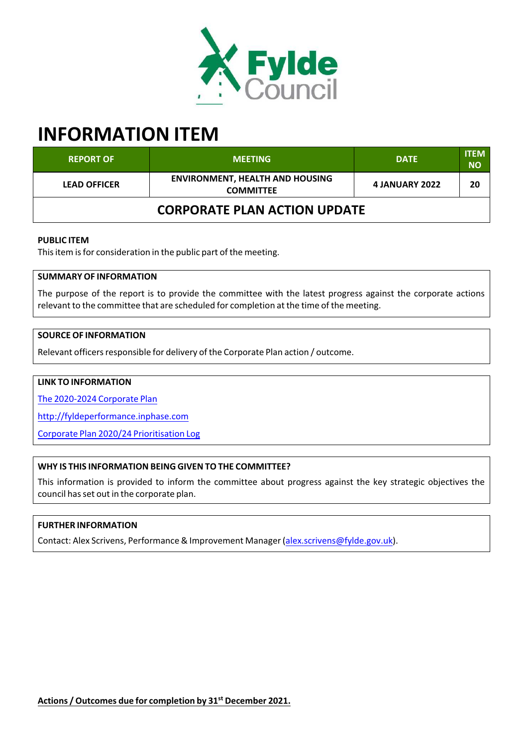# INFORMATION ITEM

| REPORT OF | MEETING | DATE | ITEM NO |
|---|---|---|---|
| LEAD OFFICER | ENVIRONMENT, HEALTH AND HOUSING COMMITTEE | 4 JANUARY 2022 | 20 |
| CORPORATE PLAN ACTION UPDATE | | | |

**PUBLIC ITEM**

This item is for consideration in the public part of the meeting.

**SUMMARY OF INFORMATION**

The purpose of the report is to provide the committee with the latest progress against the corporate actions relevant to the committee that are scheduled for completion at the time of the meeting.

**SOURCE OF INFORMATION**

Relevant officers responsible for delivery of the Corporate Plan action / outcome.

**LINK TO INFORMATION**

The 2020-2024 Corporate Plan

http://fyldeperformance.inphase.com

Corporate Plan 2020/24 Prioritisation Log

**WHY IS THIS INFORMATION BEING GIVEN TO THE COMMITTEE?**

This information is provided to inform the committee about progress against the key strategic objectives the council has set out in the corporate plan.

**FURTHER INFORMATION**

Contact: Alex Scrivens, Performance & Improvement Manager (alex.scrivens@fylde.gov.uk).

**Actions / Outcomes due for completion by 31st December 2021.**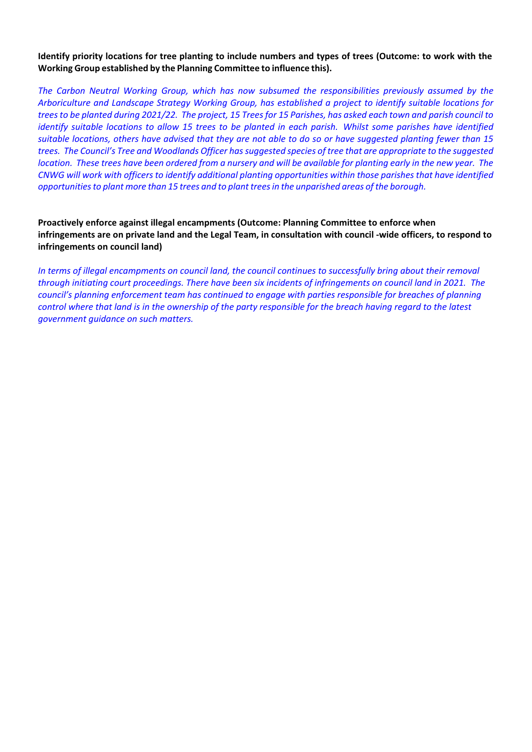**Identify priority locations for tree planting to include numbers and types of trees (Outcome: to work with the Working Group established by the Planning Committee to influence this).**

*The Carbon Neutral Working Group, which has now subsumed the responsibilities previously assumed by the Arboriculture and Landscape Strategy Working Group, has established a project to identify suitable locations for trees to be planted during 2021/22. The project, 15 Trees for 15 Parishes, has asked each town and parish council to identify suitable locations to allow 15 trees to be planted in each parish. Whilst some parishes have identified suitable locations, others have advised that they are not able to do so or have suggested planting fewer than 15 trees. The Council's Tree and Woodlands Officer has suggested species of tree that are appropriate to the suggested location. These trees have been ordered from a nursery and will be available for planting early in the new year. The CNWG will work with officers to identify additional planting opportunities within those parishes that have identified opportunities to plant more than 15 trees and to plant trees in the unparished areas of the borough.*

**Proactively enforce against illegal encampments (Outcome: Planning Committee to enforce when infringements are on private land and the Legal Team, in consultation with council -wide officers, to respond to infringements on council land)**

*In terms of illegal encampments on council land, the council continues to successfully bring about their removal through initiating court proceedings. There have been six incidents of infringements on council land in 2021. The council's planning enforcement team has continued to engage with parties responsible for breaches of planning control where that land is in the ownership of the party responsible for the breach having regard to the latest government guidance on such matters.*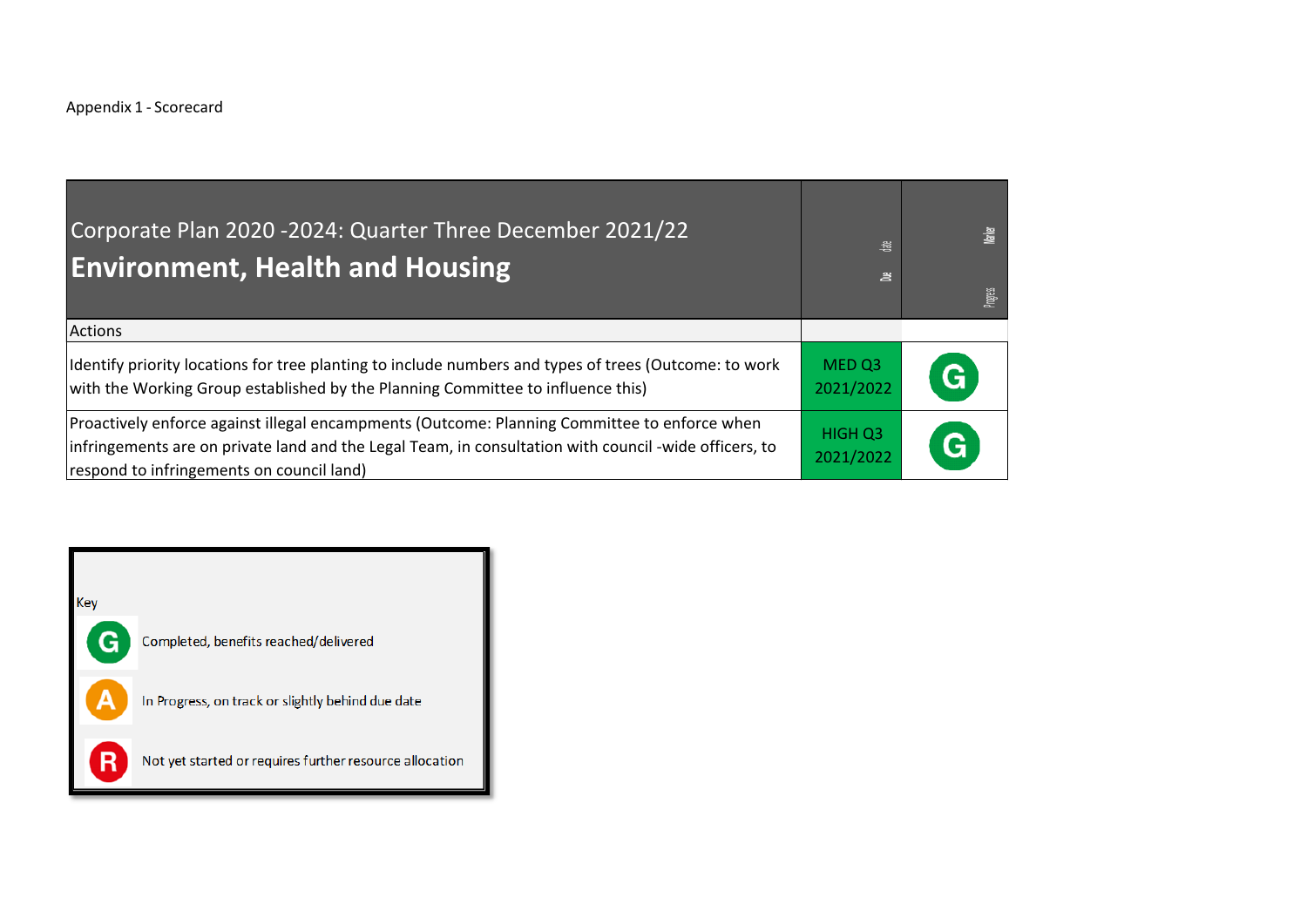Appendix 1 - Scorecard

| Corporate Plan 2020 -2024: Quarter Three December 2021/22 **Environment, Health and Housing** | Due date | Progress Marker |
|---|---|---|
| Actions | | |
| Identify priority locations for tree planting to include numbers and types of trees (Outcome: to work with the Working Group established by the Planning Committee to influence this) | MED Q3 2021/2022 | G |
| Proactively enforce against illegal encampments (Outcome: Planning Committee to enforce when infringements are on private land and the Legal Team, in consultation with council -wide officers, to respond to infringements on council land) | HIGH Q3 2021/2022 | G |

Key

- G — Completed, benefits reached/delivered
- A — In Progress, on track or slightly behind due date
- R — Not yet started or requires further resource allocation